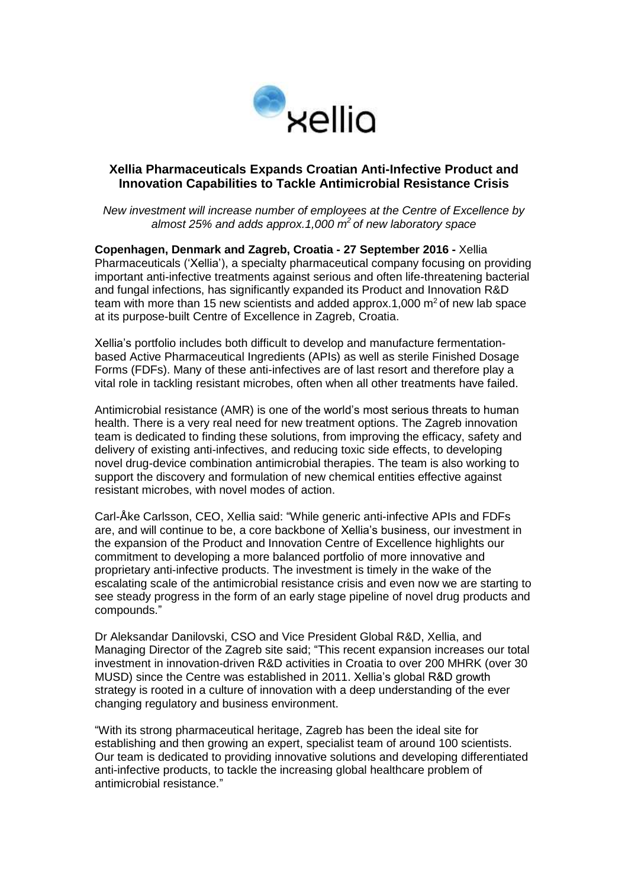## Xellia Pharmaceuticals Expands Croatian Anti-Infective Product and Innovation Capabilities to Tackle Antimicrobial Resistance Crisis

*New investment will increase number of employees at the Centre of Excellence by almost 25% and adds approx.1,000 $m^2$ of new laboratory space*

**Copenhagen, Denmark and Zagreb, Croatia - 27 September 2016 -** Xellia Pharmaceuticals ('Xellia'), a specialty pharmaceutical company focusing on providing important anti-infective treatments against serious and often life-threatening bacterial and fungal infections, has significantly expanded its Product and Innovation R&D team with more than 15 new scientists and added approx.1,000 $m^2$ of new lab space at its purpose-built Centre of Excellence in Zagreb, Croatia.

Xellia's portfolio includes both difficult to develop and manufacture fermentation-based Active Pharmaceutical Ingredients (APIs) as well as sterile Finished Dosage Forms (FDFs). Many of these anti-infectives are of last resort and therefore play a vital role in tackling resistant microbes, often when all other treatments have failed.

Antimicrobial resistance (AMR) is one of the world's most serious threats to human health. There is a very real need for new treatment options. The Zagreb innovation team is dedicated to finding these solutions, from improving the efficacy, safety and delivery of existing anti-infectives, and reducing toxic side effects, to developing novel drug-device combination antimicrobial therapies. The team is also working to support the discovery and formulation of new chemical entities effective against resistant microbes, with novel modes of action.

Carl-Åke Carlsson, CEO, Xellia said: "While generic anti-infective APIs and FDFs are, and will continue to be, a core backbone of Xellia's business, our investment in the expansion of the Product and Innovation Centre of Excellence highlights our commitment to developing a more balanced portfolio of more innovative and proprietary anti-infective products. The investment is timely in the wake of the escalating scale of the antimicrobial resistance crisis and even now we are starting to see steady progress in the form of an early stage pipeline of novel drug products and compounds."

Dr Aleksandar Danilovski, CSO and Vice President Global R&D, Xellia, and Managing Director of the Zagreb site said; "This recent expansion increases our total investment in innovation-driven R&D activities in Croatia to over 200 MHRK (over 30 MUSD) since the Centre was established in 2011. Xellia's global R&D growth strategy is rooted in a culture of innovation with a deep understanding of the ever changing regulatory and business environment.

"With its strong pharmaceutical heritage, Zagreb has been the ideal site for establishing and then growing an expert, specialist team of around 100 scientists. Our team is dedicated to providing innovative solutions and developing differentiated anti-infective products, to tackle the increasing global healthcare problem of antimicrobial resistance."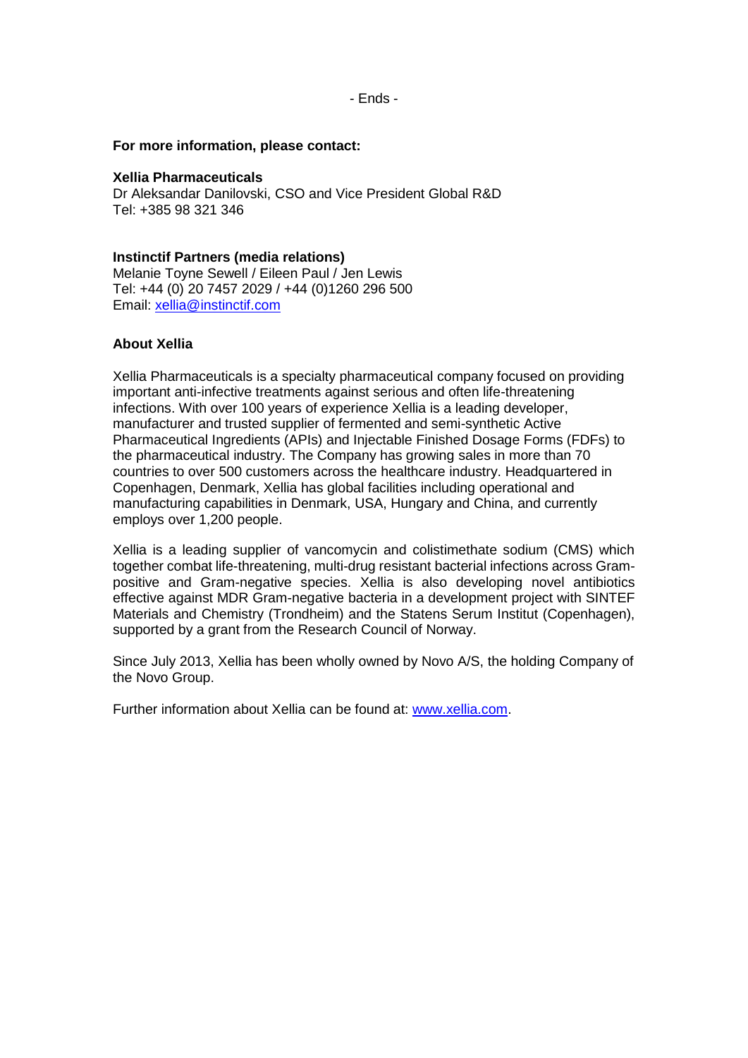- Ends -

**For more information, please contact:**

**Xellia Pharmaceuticals**
Dr Aleksandar Danilovski, CSO and Vice President Global R&D
Tel: +385 98 321 346

**Instinctif Partners (media relations)**
Melanie Toyne Sewell / Eileen Paul / Jen Lewis
Tel: +44 (0) 20 7457 2029 / +44 (0)1260 296 500
Email: xellia@instinctif.com

**About Xellia**

Xellia Pharmaceuticals is a specialty pharmaceutical company focused on providing important anti-infective treatments against serious and often life-threatening infections. With over 100 years of experience Xellia is a leading developer, manufacturer and trusted supplier of fermented and semi-synthetic Active Pharmaceutical Ingredients (APIs) and Injectable Finished Dosage Forms (FDFs) to the pharmaceutical industry. The Company has growing sales in more than 70 countries to over 500 customers across the healthcare industry. Headquartered in Copenhagen, Denmark, Xellia has global facilities including operational and manufacturing capabilities in Denmark, USA, Hungary and China, and currently employs over 1,200 people.

Xellia is a leading supplier of vancomycin and colistimethate sodium (CMS) which together combat life-threatening, multi-drug resistant bacterial infections across Gram-positive and Gram-negative species. Xellia is also developing novel antibiotics effective against MDR Gram-negative bacteria in a development project with SINTEF Materials and Chemistry (Trondheim) and the Statens Serum Institut (Copenhagen), supported by a grant from the Research Council of Norway.

Since July 2013, Xellia has been wholly owned by Novo A/S, the holding Company of the Novo Group.

Further information about Xellia can be found at: www.xellia.com.